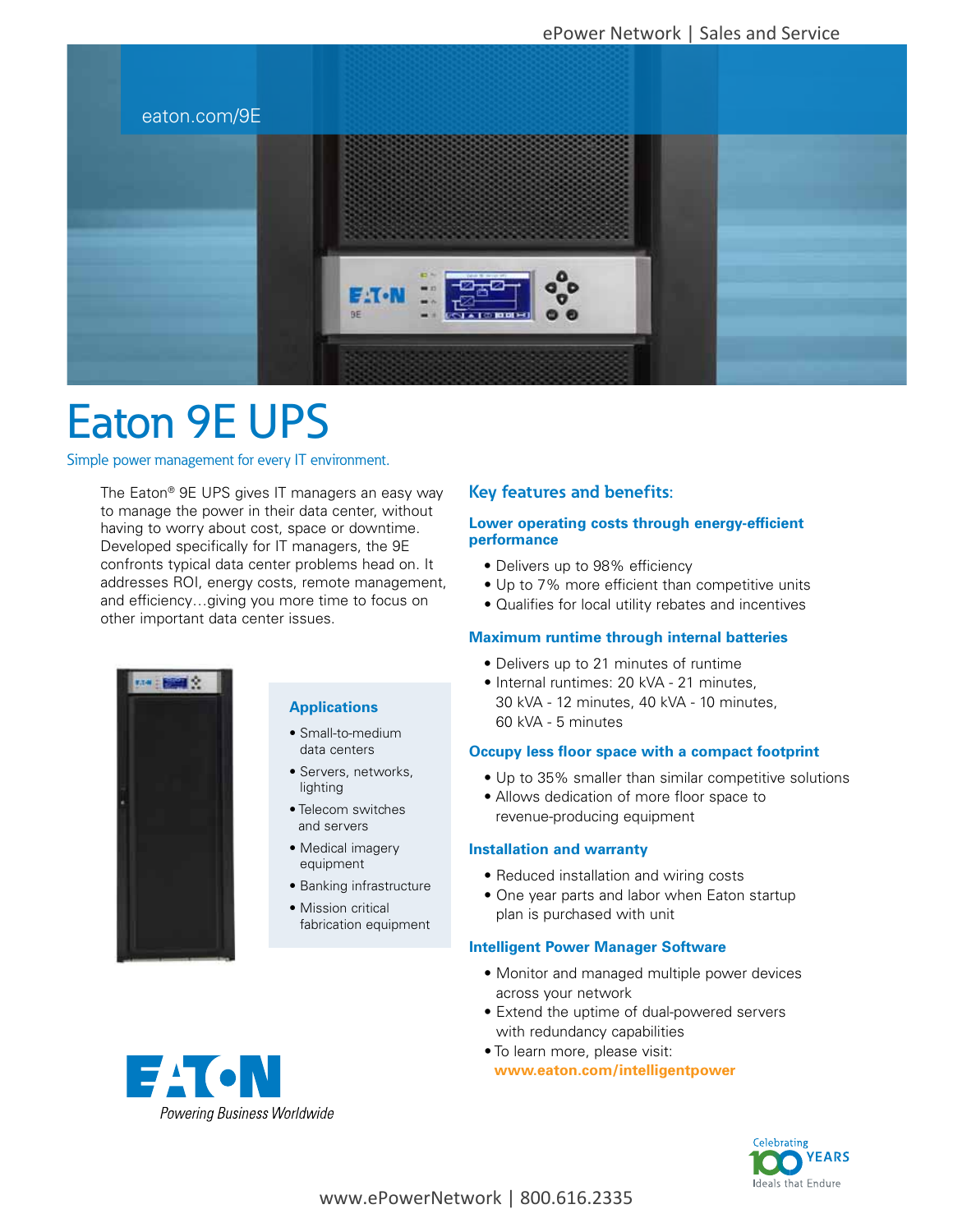eaton.com/9E

# Eaton 9E UPS

Simple power management for every IT environment.

The Eaton® 9E UPS gives IT managers an easy way to manage the power in their data center, without having to worry about cost, space or downtime. Developed specifically for IT managers, the 9E confronts typical data center problems head on. It addresses ROI, energy costs, remote management, and efficiency…giving you more time to focus on other important data center issues.

### Applications

- Small-to-medium data centers
- Servers, networks, lighting
- Telecom switches and servers
- Medical imagery equipment
- Banking infrastructure
- Mission critical fabrication equipment

## Key features and benefits:

### Lower operating costs through energy-efficient performance

- Delivers up to 98% efficiency
- Up to 7% more efficient than competitive units
- Qualifies for local utility rebates and incentives

### Maximum runtime through internal batteries

- Delivers up to 21 minutes of runtime
- Internal runtimes: 20 kVA - 21 minutes, 30 kVA - 12 minutes, 40 kVA - 10 minutes, 60 kVA - 5 minutes

### Occupy less floor space with a compact footprint

- Up to 35% smaller than similar competitive solutions
- Allows dedication of more floor space to revenue-producing equipment

### Installation and warranty

- Reduced installation and wiring costs
- One year parts and labor when Eaton startup plan is purchased with unit

### Intelligent Power Manager Software

- Monitor and managed multiple power devices across your network
- Extend the uptime of dual-powered servers with redundancy capabilities
- To learn more, please visit: **www.eaton.com/intelligentpower**

EATON
*Powering Business Worldwide*

Celebrating 100 YEARS
Ideals that Endure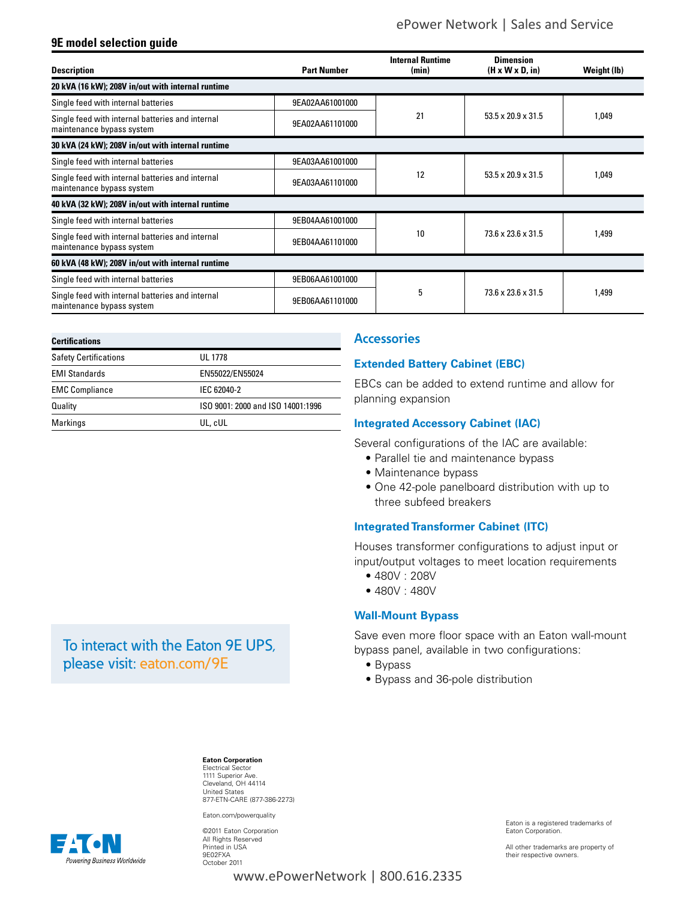## 9E model selection guide

| Description | Part Number | Internal Runtime (min) | Dimension (H x W x D, in) | Weight (lb) |
|---|---|---|---|---|
| **20 kVA (16 kW); 208V in/out with internal runtime** | | | | |
| Single feed with internal batteries | 9EA02AA61001000 | 21 | 53.5 x 20.9 x 31.5 | 1,049 |
| Single feed with internal batteries and internal maintenance bypass system | 9EA02AA61101000 | | | |
| **30 kVA (24 kW); 208V in/out with internal runtime** | | | | |
| Single feed with internal batteries | 9EA03AA61001000 | 12 | 53.5 x 20.9 x 31.5 | 1,049 |
| Single feed with internal batteries and internal maintenance bypass system | 9EA03AA61101000 | | | |
| **40 kVA (32 kW); 208V in/out with internal runtime** | | | | |
| Single feed with internal batteries | 9EB04AA61001000 | 10 | 73.6 x 23.6 x 31.5 | 1,499 |
| Single feed with internal batteries and internal maintenance bypass system | 9EB04AA61101000 | | | |
| **60 kVA (48 kW); 208V in/out with internal runtime** | | | | |
| Single feed with internal batteries | 9EB06AA61001000 | 5 | 73.6 x 23.6 x 31.5 | 1,499 |
| Single feed with internal batteries and internal maintenance bypass system | 9EB06AA61101000 | | | |

| Certifications | |
|---|---|
| Safety Certifications | UL 1778 |
| EMI Standards | EN55022/EN55024 |
| EMC Compliance | IEC 62040-2 |
| Quality | ISO 9001: 2000 and ISO 14001:1996 |
| Markings | UL, cUL |

To interact with the Eaton 9E UPS, please visit: eaton.com/9E

## Accessories

### Extended Battery Cabinet (EBC)

EBCs can be added to extend runtime and allow for planning expansion

### Integrated Accessory Cabinet (IAC)

Several configurations of the IAC are available:

- Parallel tie and maintenance bypass
- Maintenance bypass
- One 42-pole panelboard distribution with up to three subfeed breakers

### Integrated Transformer Cabinet (ITC)

Houses transformer configurations to adjust input or input/output voltages to meet location requirements

- 480V : 208V
- 480V : 480V

### Wall-Mount Bypass

Save even more floor space with an Eaton wall-mount bypass panel, available in two configurations:

- Bypass
- Bypass and 36-pole distribution

**Eaton Corporation**
Electrical Sector
1111 Superior Ave.
Cleveland, OH 44114
United States
877-ETN-CARE (877-386-2273)

Eaton.com/powerquality

©2011 Eaton Corporation
All Rights Reserved
Printed in USA
9E02FXA
October 2011

Eaton is a registered trademarks of Eaton Corporation.

All other trademarks are property of their respective owners.

EATON
*Powering Business Worldwide*